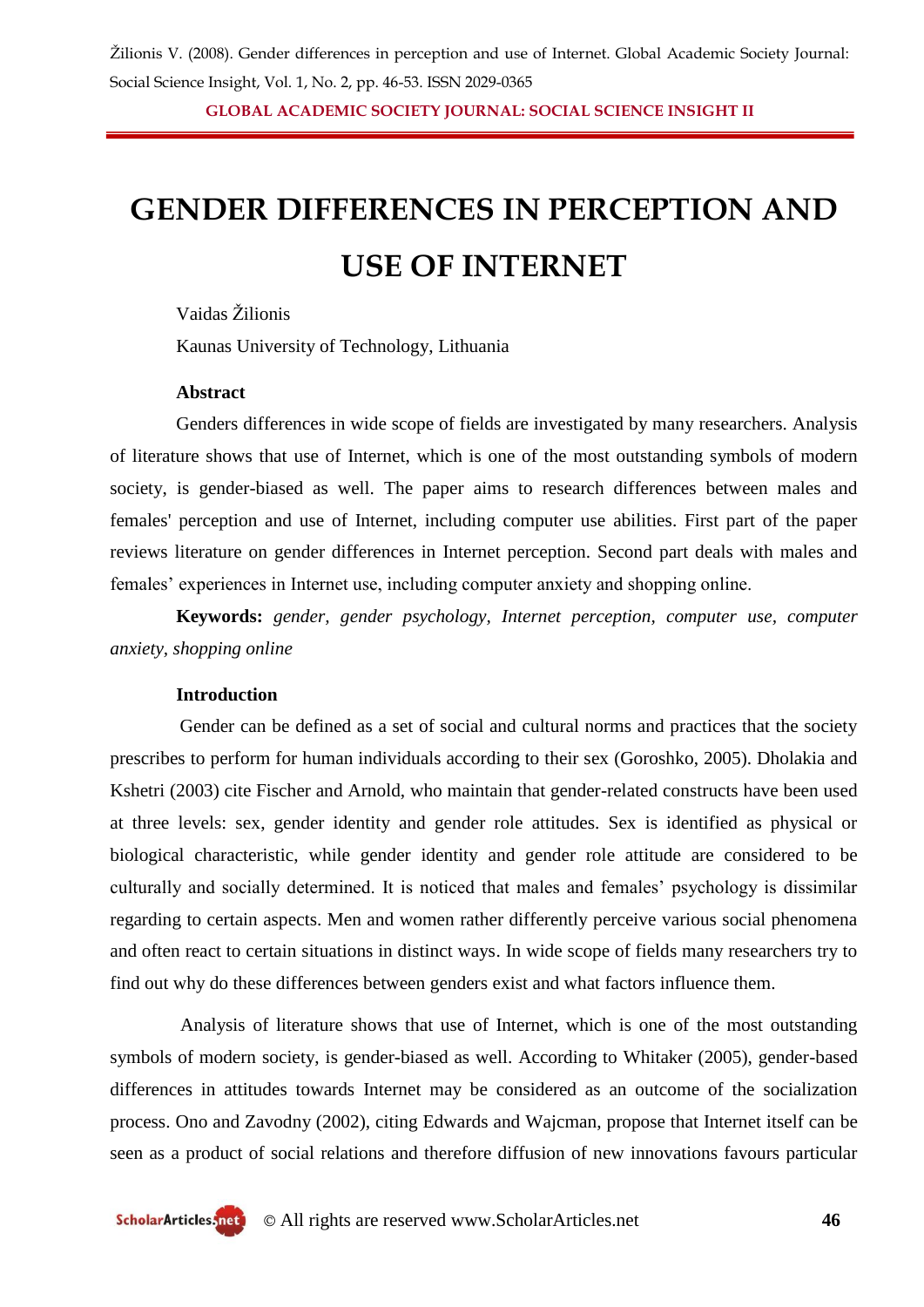# GENDER DIFFERENCES IN PERCEPTION AND USE OF INTERNET

Vaidas Žilionis

Kaunas University of Technology, Lithuania

### Abstract

Genders differences in wide scope of fields are investigated by many researchers. Analysis of literature shows that use of Internet, which is one of the most outstanding symbols of modern society, is gender-biased as well. The paper aims to research differences between males and females' perception and use of Internet, including computer use abilities. First part of the paper reviews literature on gender differences in Internet perception. Second part deals with males and females' experiences in Internet use, including computer anxiety and shopping online.

**Keywords:** *gender, gender psychology, Internet perception, computer use, computer anxiety, shopping online*

### Introduction

Gender can be defined as a set of social and cultural norms and practices that the society prescribes to perform for human individuals according to their sex (Goroshko, 2005). Dholakia and Kshetri (2003) cite Fischer and Arnold, who maintain that gender-related constructs have been used at three levels: sex, gender identity and gender role attitudes. Sex is identified as physical or biological characteristic, while gender identity and gender role attitude are considered to be culturally and socially determined. It is noticed that males and females' psychology is dissimilar regarding to certain aspects. Men and women rather differently perceive various social phenomena and often react to certain situations in distinct ways. In wide scope of fields many researchers try to find out why do these differences between genders exist and what factors influence them.

Analysis of literature shows that use of Internet, which is one of the most outstanding symbols of modern society, is gender-biased as well. According to Whitaker (2005), gender-based differences in attitudes towards Internet may be considered as an outcome of the socialization process. Ono and Zavodny (2002), citing Edwards and Wajcman, propose that Internet itself can be seen as a product of social relations and therefore diffusion of new innovations favours particular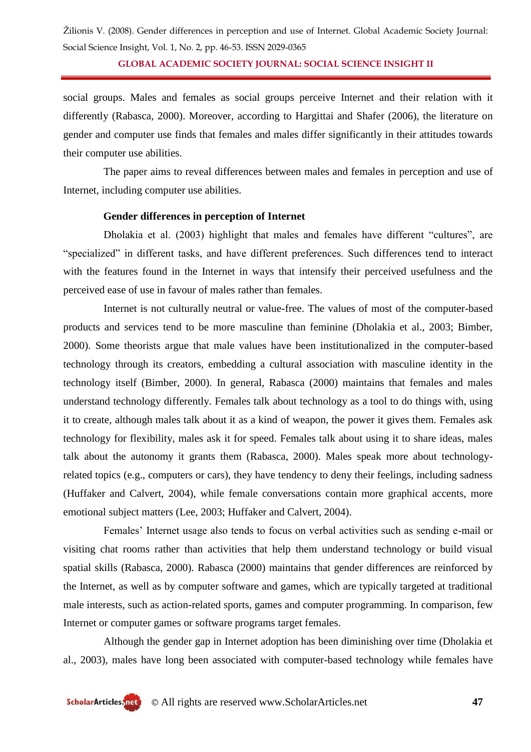social groups. Males and females as social groups perceive Internet and their relation with it differently (Rabasca, 2000). Moreover, according to Hargittai and Shafer (2006), the literature on gender and computer use finds that females and males differ significantly in their attitudes towards their computer use abilities.

The paper aims to reveal differences between males and females in perception and use of Internet, including computer use abilities.

**Gender differences in perception of Internet**

Dholakia et al. (2003) highlight that males and females have different "cultures", are "specialized" in different tasks, and have different preferences. Such differences tend to interact with the features found in the Internet in ways that intensify their perceived usefulness and the perceived ease of use in favour of males rather than females.

Internet is not culturally neutral or value-free. The values of most of the computer-based products and services tend to be more masculine than feminine (Dholakia et al., 2003; Bimber, 2000). Some theorists argue that male values have been institutionalized in the computer-based technology through its creators, embedding a cultural association with masculine identity in the technology itself (Bimber, 2000). In general, Rabasca (2000) maintains that females and males understand technology differently. Females talk about technology as a tool to do things with, using it to create, although males talk about it as a kind of weapon, the power it gives them. Females ask technology for flexibility, males ask it for speed. Females talk about using it to share ideas, males talk about the autonomy it grants them (Rabasca, 2000). Males speak more about technology-related topics (e.g., computers or cars), they have tendency to deny their feelings, including sadness (Huffaker and Calvert, 2004), while female conversations contain more graphical accents, more emotional subject matters (Lee, 2003; Huffaker and Calvert, 2004).

Females' Internet usage also tends to focus on verbal activities such as sending e-mail or visiting chat rooms rather than activities that help them understand technology or build visual spatial skills (Rabasca, 2000). Rabasca (2000) maintains that gender differences are reinforced by the Internet, as well as by computer software and games, which are typically targeted at traditional male interests, such as action-related sports, games and computer programming. In comparison, few Internet or computer games or software programs target females.

Although the gender gap in Internet adoption has been diminishing over time (Dholakia et al., 2003), males have long been associated with computer-based technology while females have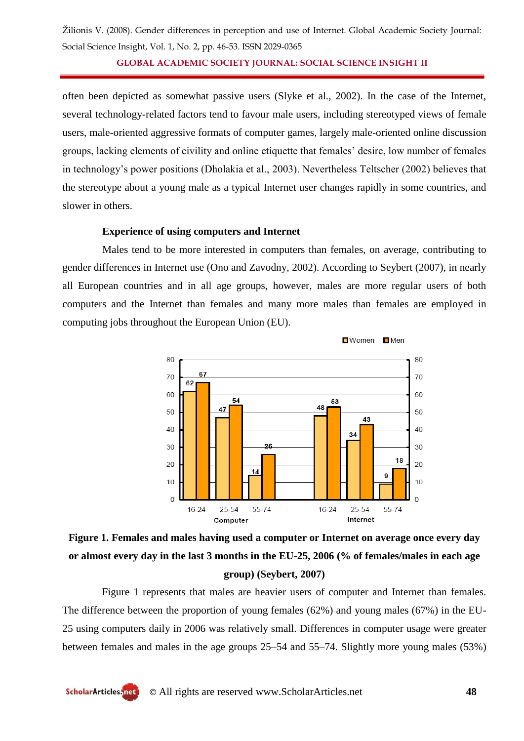often been depicted as somewhat passive users (Slyke et al., 2002). In the case of the Internet, several technology-related factors tend to favour male users, including stereotyped views of female users, male-oriented aggressive formats of computer games, largely male-oriented online discussion groups, lacking elements of civility and online etiquette that females' desire, low number of females in technology's power positions (Dholakia et al., 2003). Nevertheless Teltscher (2002) believes that the stereotype about a young male as a typical Internet user changes rapidly in some countries, and slower in others.

### Experience of using computers and Internet

Males tend to be more interested in computers than females, on average, contributing to gender differences in Internet use (Ono and Zavodny, 2002). According to Seybert (2007), in nearly all European countries and in all age groups, however, males are more regular users of both computers and the Internet than females and many more males than females are employed in computing jobs throughout the European Union (EU).

| | Computer 16-24 | Computer 25-54 | Computer 55-74 | Internet 16-24 | Internet 25-54 | Internet 55-74 |
|---|---|---|---|---|---|---|
| Women | 62 | 47 | 14 | 48 | 34 | 9 |
| Men | 67 | 54 | 26 | 53 | 43 | 18 |

**Figure 1. Females and males having used a computer or Internet on average once every day or almost every day in the last 3 months in the EU-25, 2006 (% of females/males in each age group) (Seybert, 2007)**

Figure 1 represents that males are heavier users of computer and Internet than females. The difference between the proportion of young females (62%) and young males (67%) in the EU-25 using computers daily in 2006 was relatively small. Differences in computer usage were greater between females and males in the age groups 25–54 and 55–74. Slightly more young males (53%)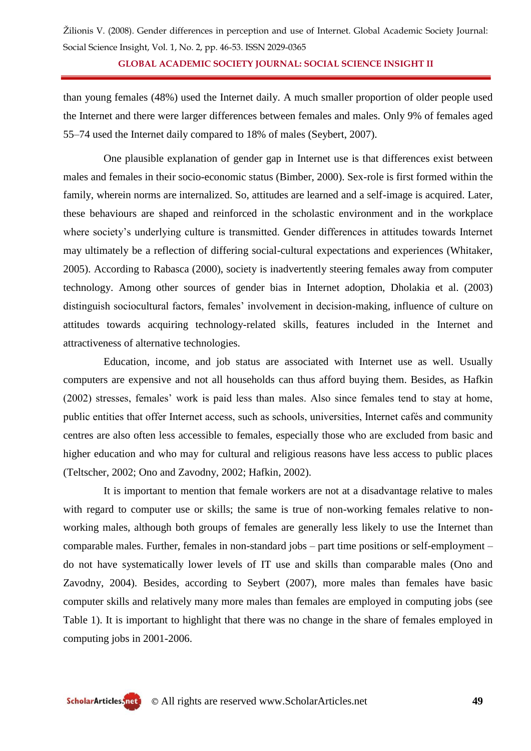than young females (48%) used the Internet daily. A much smaller proportion of older people used the Internet and there were larger differences between females and males. Only 9% of females aged 55–74 used the Internet daily compared to 18% of males (Seybert, 2007).

One plausible explanation of gender gap in Internet use is that differences exist between males and females in their socio-economic status (Bimber, 2000). Sex-role is first formed within the family, wherein norms are internalized. So, attitudes are learned and a self-image is acquired. Later, these behaviours are shaped and reinforced in the scholastic environment and in the workplace where society's underlying culture is transmitted. Gender differences in attitudes towards Internet may ultimately be a reflection of differing social-cultural expectations and experiences (Whitaker, 2005). According to Rabasca (2000), society is inadvertently steering females away from computer technology. Among other sources of gender bias in Internet adoption, Dholakia et al. (2003) distinguish sociocultural factors, females' involvement in decision-making, influence of culture on attitudes towards acquiring technology-related skills, features included in the Internet and attractiveness of alternative technologies.

Education, income, and job status are associated with Internet use as well. Usually computers are expensive and not all households can thus afford buying them. Besides, as Hafkin (2002) stresses, females' work is paid less than males. Also since females tend to stay at home, public entities that offer Internet access, such as schools, universities, Internet cafés and community centres are also often less accessible to females, especially those who are excluded from basic and higher education and who may for cultural and religious reasons have less access to public places (Teltscher, 2002; Ono and Zavodny, 2002; Hafkin, 2002).

It is important to mention that female workers are not at a disadvantage relative to males with regard to computer use or skills; the same is true of non-working females relative to non-working males, although both groups of females are generally less likely to use the Internet than comparable males. Further, females in non-standard jobs – part time positions or self-employment – do not have systematically lower levels of IT use and skills than comparable males (Ono and Zavodny, 2004). Besides, according to Seybert (2007), more males than females have basic computer skills and relatively many more males than females are employed in computing jobs (see Table 1). It is important to highlight that there was no change in the share of females employed in computing jobs in 2001-2006.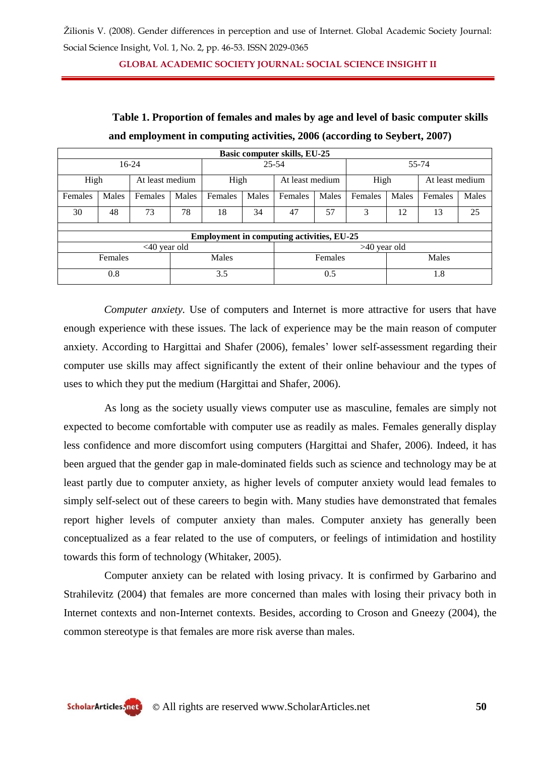**Table 1. Proportion of females and males by age and level of basic computer skills and employment in computing activities, 2006 (according to Seybert, 2007)**

| Basic computer skills, EU-25 | | | | | | | | | | | |
|---|---|---|---|---|---|---|---|---|---|---|---|
| 16-24 | | | | 25-54 | | | | 55-74 | | | |
| High | | At least medium | | High | | At least medium | | High | | At least medium | |
| Females | Males | Females | Males | Females | Males | Females | Males | Females | Males | Females | Males |
| 30 | 48 | 73 | 78 | 18 | 34 | 47 | 57 | 3 | 12 | 13 | 25 |

| Employment in computing activities, EU-25 | | | |
|---|---|---|---|
| <40 year old | | >40 year old | |
| Females | Males | Females | Males |
| 0.8 | 3.5 | 0.5 | 1.8 |

*Computer anxiety.* Use of computers and Internet is more attractive for users that have enough experience with these issues. The lack of experience may be the main reason of computer anxiety. According to Hargittai and Shafer (2006), females' lower self-assessment regarding their computer use skills may affect significantly the extent of their online behaviour and the types of uses to which they put the medium (Hargittai and Shafer, 2006).

As long as the society usually views computer use as masculine, females are simply not expected to become comfortable with computer use as readily as males. Females generally display less confidence and more discomfort using computers (Hargittai and Shafer, 2006). Indeed, it has been argued that the gender gap in male-dominated fields such as science and technology may be at least partly due to computer anxiety, as higher levels of computer anxiety would lead females to simply self-select out of these careers to begin with. Many studies have demonstrated that females report higher levels of computer anxiety than males. Computer anxiety has generally been conceptualized as a fear related to the use of computers, or feelings of intimidation and hostility towards this form of technology (Whitaker, 2005).

Computer anxiety can be related with losing privacy. It is confirmed by Garbarino and Strahilevitz (2004) that females are more concerned than males with losing their privacy both in Internet contexts and non-Internet contexts. Besides, according to Croson and Gneezy (2004), the common stereotype is that females are more risk averse than males.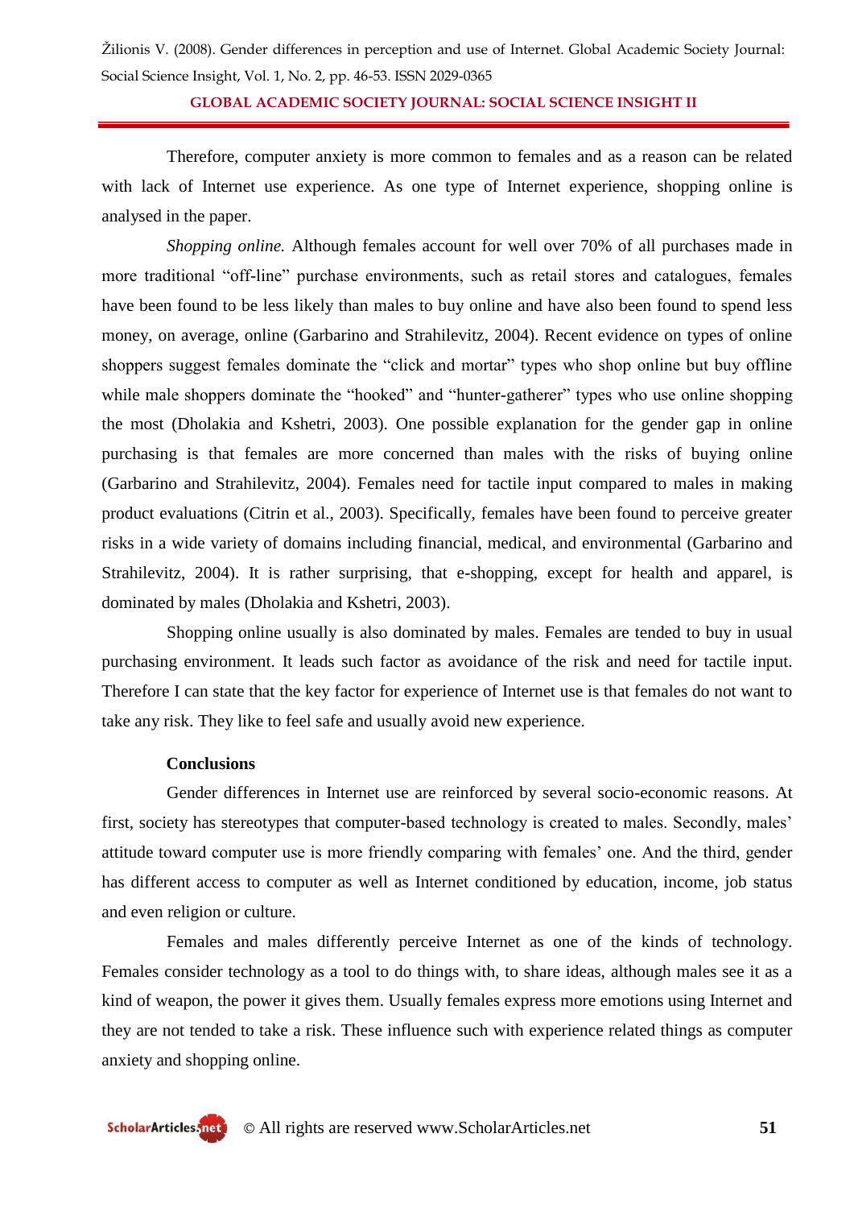Therefore, computer anxiety is more common to females and as a reason can be related with lack of Internet use experience. As one type of Internet experience, shopping online is analysed in the paper.

*Shopping online.* Although females account for well over 70% of all purchases made in more traditional "off-line" purchase environments, such as retail stores and catalogues, females have been found to be less likely than males to buy online and have also been found to spend less money, on average, online (Garbarino and Strahilevitz, 2004). Recent evidence on types of online shoppers suggest females dominate the "click and mortar" types who shop online but buy offline while male shoppers dominate the "hooked" and "hunter-gatherer" types who use online shopping the most (Dholakia and Kshetri, 2003). One possible explanation for the gender gap in online purchasing is that females are more concerned than males with the risks of buying online (Garbarino and Strahilevitz, 2004). Females need for tactile input compared to males in making product evaluations (Citrin et al., 2003). Specifically, females have been found to perceive greater risks in a wide variety of domains including financial, medical, and environmental (Garbarino and Strahilevitz, 2004). It is rather surprising, that e-shopping, except for health and apparel, is dominated by males (Dholakia and Kshetri, 2003).

Shopping online usually is also dominated by males. Females are tended to buy in usual purchasing environment. It leads such factor as avoidance of the risk and need for tactile input. Therefore I can state that the key factor for experience of Internet use is that females do not want to take any risk. They like to feel safe and usually avoid new experience.

**Conclusions**

Gender differences in Internet use are reinforced by several socio-economic reasons. At first, society has stereotypes that computer-based technology is created to males. Secondly, males' attitude toward computer use is more friendly comparing with females' one. And the third, gender has different access to computer as well as Internet conditioned by education, income, job status and even religion or culture.

Females and males differently perceive Internet as one of the kinds of technology. Females consider technology as a tool to do things with, to share ideas, although males see it as a kind of weapon, the power it gives them. Usually females express more emotions using Internet and they are not tended to take a risk. These influence such with experience related things as computer anxiety and shopping online.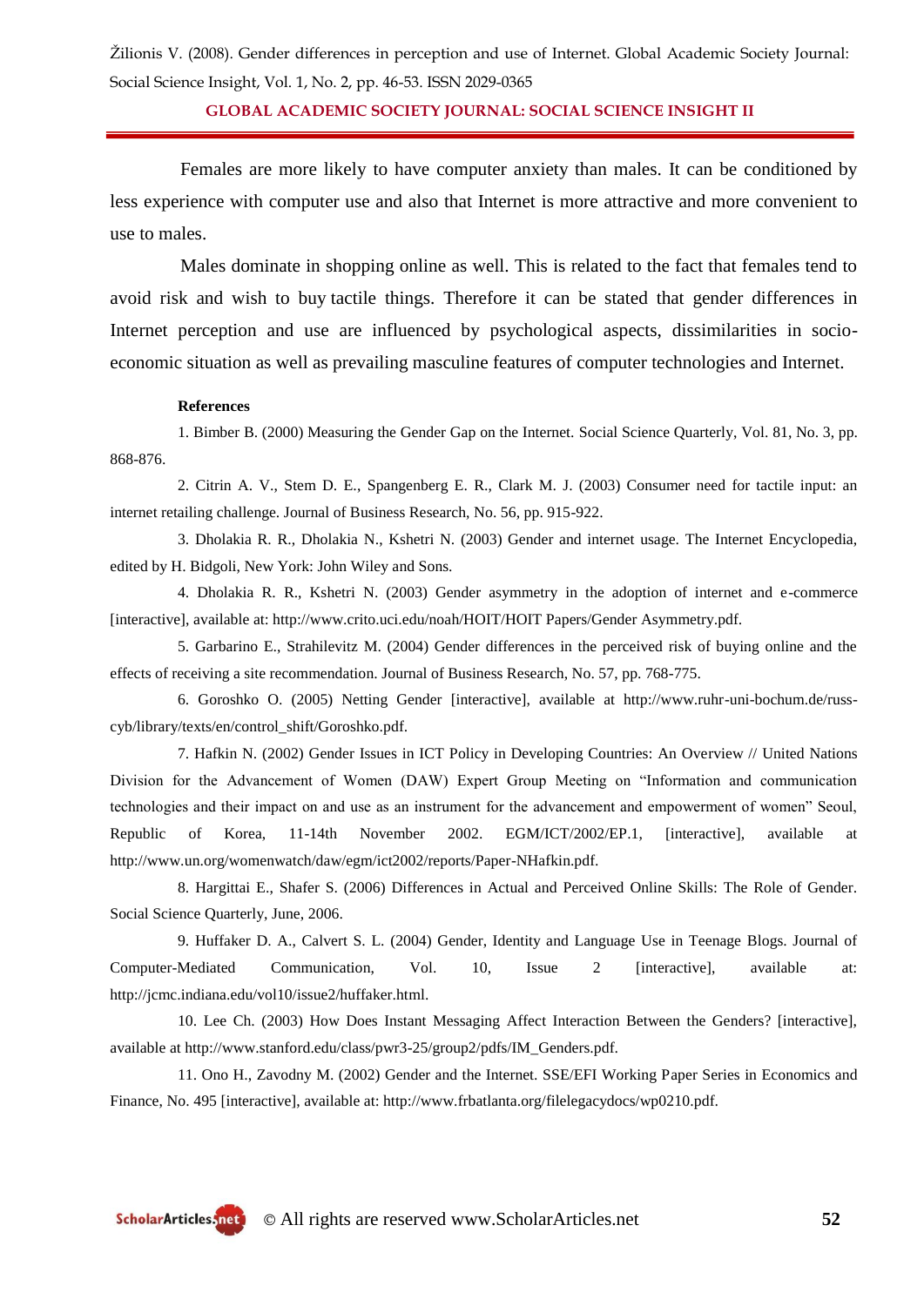Females are more likely to have computer anxiety than males. It can be conditioned by less experience with computer use and also that Internet is more attractive and more convenient to use to males.

Males dominate in shopping online as well. This is related to the fact that females tend to avoid risk and wish to buy tactile things. Therefore it can be stated that gender differences in Internet perception and use are influenced by psychological aspects, dissimilarities in socio-economic situation as well as prevailing masculine features of computer technologies and Internet.

**References**

1. Bimber B. (2000) Measuring the Gender Gap on the Internet. Social Science Quarterly, Vol. 81, No. 3, pp. 868-876.

2. Citrin A. V., Stem D. E., Spangenberg E. R., Clark M. J. (2003) Consumer need for tactile input: an internet retailing challenge. Journal of Business Research, No. 56, pp. 915-922.

3. Dholakia R. R., Dholakia N., Kshetri N. (2003) Gender and internet usage. The Internet Encyclopedia, edited by H. Bidgoli, New York: John Wiley and Sons.

4. Dholakia R. R., Kshetri N. (2003) Gender asymmetry in the adoption of internet and e-commerce [interactive], available at: http://www.crito.uci.edu/noah/HOIT/HOIT Papers/Gender Asymmetry.pdf.

5. Garbarino E., Strahilevitz M. (2004) Gender differences in the perceived risk of buying online and the effects of receiving a site recommendation. Journal of Business Research, No. 57, pp. 768-775.

6. Goroshko O. (2005) Netting Gender [interactive], available at http://www.ruhr-uni-bochum.de/russ-cyb/library/texts/en/control_shift/Goroshko.pdf.

7. Hafkin N. (2002) Gender Issues in ICT Policy in Developing Countries: An Overview // United Nations Division for the Advancement of Women (DAW) Expert Group Meeting on "Information and communication technologies and their impact on and use as an instrument for the advancement and empowerment of women" Seoul, Republic of Korea, 11-14th November 2002. EGM/ICT/2002/EP.1, [interactive], available at http://www.un.org/womenwatch/daw/egm/ict2002/reports/Paper-NHafkin.pdf.

8. Hargittai E., Shafer S. (2006) Differences in Actual and Perceived Online Skills: The Role of Gender. Social Science Quarterly, June, 2006.

9. Huffaker D. A., Calvert S. L. (2004) Gender, Identity and Language Use in Teenage Blogs. Journal of Computer-Mediated Communication, Vol. 10, Issue 2 [interactive], available at: http://jcmc.indiana.edu/vol10/issue2/huffaker.html.

10. Lee Ch. (2003) How Does Instant Messaging Affect Interaction Between the Genders? [interactive], available at http://www.stanford.edu/class/pwr3-25/group2/pdfs/IM_Genders.pdf.

11. Ono H., Zavodny M. (2002) Gender and the Internet. SSE/EFI Working Paper Series in Economics and Finance, No. 495 [interactive], available at: http://www.frbatlanta.org/filelegacydocs/wp0210.pdf.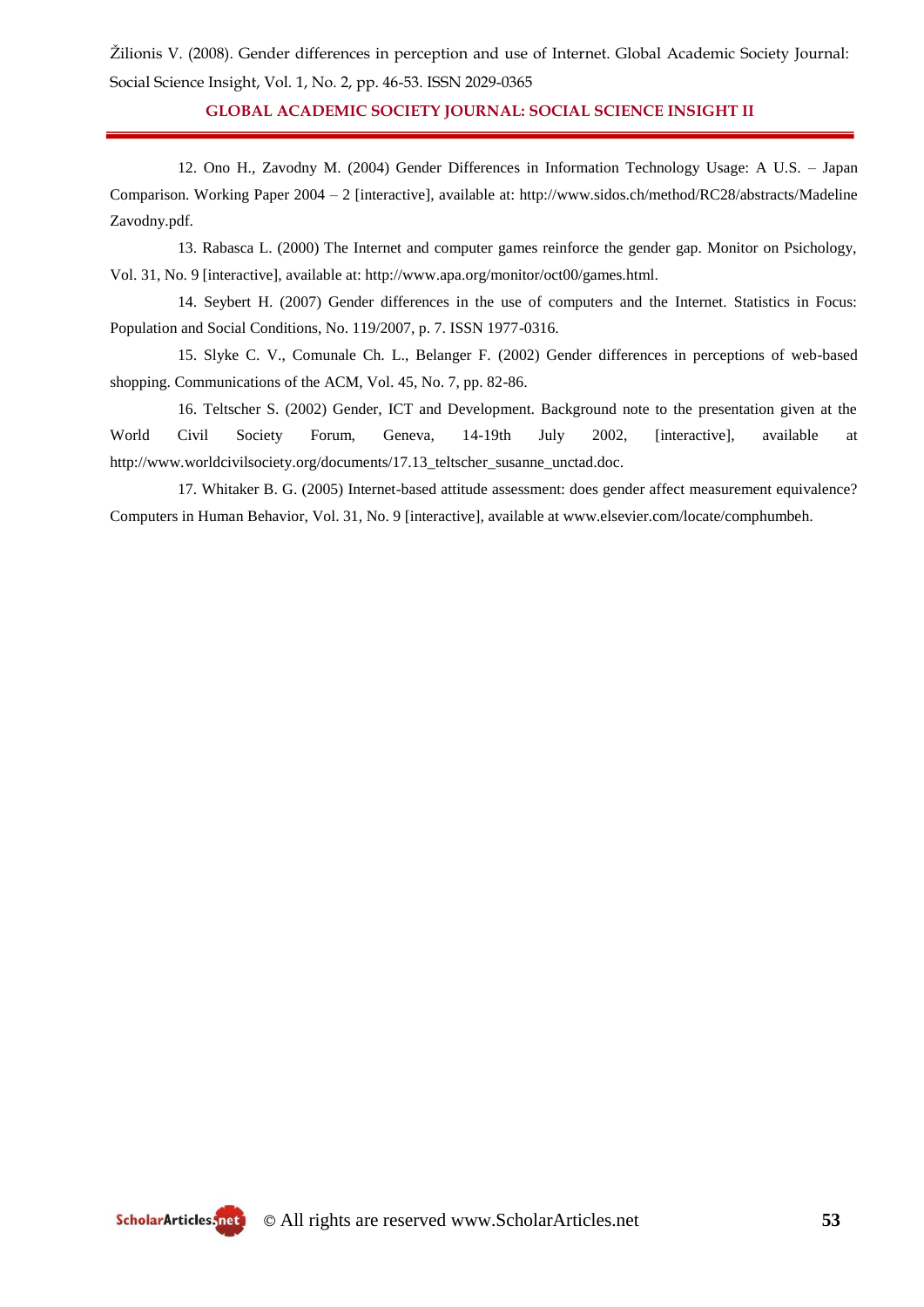12. Ono H., Zavodny M. (2004) Gender Differences in Information Technology Usage: A U.S. – Japan Comparison. Working Paper 2004 – 2 [interactive], available at: http://www.sidos.ch/method/RC28/abstracts/Madeline Zavodny.pdf.

13. Rabasca L. (2000) The Internet and computer games reinforce the gender gap. Monitor on Psichology, Vol. 31, No. 9 [interactive], available at: http://www.apa.org/monitor/oct00/games.html.

14. Seybert H. (2007) Gender differences in the use of computers and the Internet. Statistics in Focus: Population and Social Conditions, No. 119/2007, p. 7. ISSN 1977-0316.

15. Slyke C. V., Comunale Ch. L., Belanger F. (2002) Gender differences in perceptions of web-based shopping. Communications of the ACM, Vol. 45, No. 7, pp. 82-86.

16. Teltscher S. (2002) Gender, ICT and Development. Background note to the presentation given at the World Civil Society Forum, Geneva, 14-19th July 2002, [interactive], available at http://www.worldcivilsociety.org/documents/17.13_teltscher_susanne_unctad.doc.

17. Whitaker B. G. (2005) Internet-based attitude assessment: does gender affect measurement equivalence? Computers in Human Behavior, Vol. 31, No. 9 [interactive], available at www.elsevier.com/locate/comphumbeh.